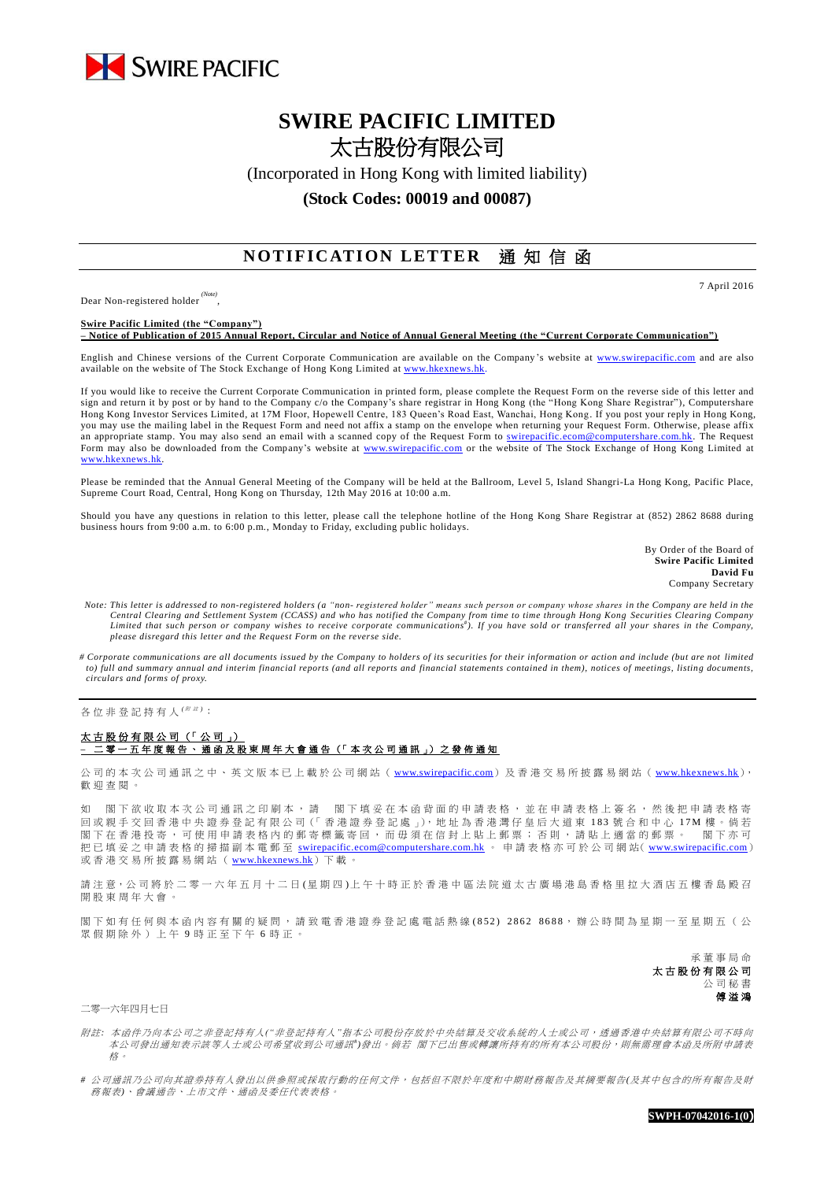SWIRE PACIFIC

# SWIRE PACIFIC LIMITED
# 太古股份有限公司

(Incorporated in Hong Kong with limited liability)

**(Stock Codes: 00019 and 00087)**

## NOTIFICATION LETTER 通知信函

7 April 2016

Dear Non-registered holder [(Note)],

**Swire Pacific Limited (the "Company")**
**– Notice of Publication of 2015 Annual Report, Circular and Notice of Annual General Meeting (the "Current Corporate Communication")**

English and Chinese versions of the Current Corporate Communication are available on the Company's website at www.swirepacific.com and are also available on the website of The Stock Exchange of Hong Kong Limited at www.hkexnews.hk.

If you would like to receive the Current Corporate Communication in printed form, please complete the Request Form on the reverse side of this letter and sign and return it by post or by hand to the Company c/o the Company's share registrar in Hong Kong (the "Hong Kong Share Registrar"), Computershare Hong Kong Investor Services Limited, at 17M Floor, Hopewell Centre, 183 Queen's Road East, Wanchai, Hong Kong. If you post your reply in Hong Kong, you may use the mailing label in the Request Form and need not affix a stamp on the envelope when returning your Request Form. Otherwise, please affix an appropriate stamp. You may also send an email with a scanned copy of the Request Form to swirepacific.ecom@computershare.com.hk. The Request Form may also be downloaded from the Company's website at www.swirepacific.com or the website of The Stock Exchange of Hong Kong Limited at www.hkexnews.hk.

Please be reminded that the Annual General Meeting of the Company will be held at the Ballroom, Level 5, Island Shangri-La Hong Kong, Pacific Place, Supreme Court Road, Central, Hong Kong on Thursday, 12th May 2016 at 10:00 a.m.

Should you have any questions in relation to this letter, please call the telephone hotline of the Hong Kong Share Registrar at (852) 2862 8688 during business hours from 9:00 a.m. to 6:00 p.m., Monday to Friday, excluding public holidays.

By Order of the Board of
**Swire Pacific Limited**
**David Fu**
Company Secretary

*Note: This letter is addressed to non-registered holders (a "non- registered holder" means such person or company whose shares in the Company are held in the Central Clearing and Settlement System (CCASS) and who has notified the Company from time to time through Hong Kong Securities Clearing Company Limited that such person or company wishes to receive corporate communications[#]). If you have sold or transferred all your shares in the Company, please disregard this letter and the Request Form on the reverse side.*

*# Corporate communications are all documents issued by the Company to holders of its securities for their information or action and include (but are not limited to) full and summary annual and interim financial reports (and all reports and financial statements contained in them), notices of meetings, listing documents, circulars and forms of proxy.*

---

各位非登記持有人[(附註)]：

**太古股份有限公司（「公司」）**
**–二零一五年度報告、通函及股東周年大會通告（「本次公司通訊」）之發佈通知**

公司的本次公司通訊之中、英文版本已上載於公司網站（www.swirepacific.com）及香港交易所披露易網站（www.hkexnews.hk），歡迎查閱。

如 閣下欲收取本次公司通訊之印刷本，請 閣下填妥在本函背面的申請表格，並在申請表格上簽名，然後把申請表格寄回或親手交回香港中央證券登記有限公司(「香港證券登記處」)，地址為香港灣仔皇后大道東183號合和中心17M樓。倘若閣下在香港投寄，可使用申請表格內的郵寄標籤寄回，而毋須在信封上貼上郵票；否則，請貼上適當的郵票。 閣下亦可把已填妥之申請表格的掃描副本電郵至 swirepacific.ecom@computershare.com.hk 。申請表格亦可於公司網站(www.swirepacific.com)或香港交易所披露易網站（www.hkexnews.hk）下載。

請注意，公司將於二零一六年五月十二日(星期四)上午十時正於香港中區法院道太古廣場港島香格里拉大酒店五樓香島殿召開股東周年大會。

閣下如有任何與本函內容有關的疑問，請致電香港證券登記處電話熱線(852) 2862 8688，辦公時間為星期一至星期五（公眾假期除外）上午9時正至下午6時正。

承董事局命
**太古股份有限公司**
公司秘書
**傅溢鴻**

二零一六年四月七日

*附註: 本函件乃向本公司之非登記持有人("非登記持有人"指本公司股份存放於中央結算及交收系統的人士或公司，透過香港中央結算有限公司不時向本公司發出通知表示該等人士或公司希望收到公司通訊[#])發出。倘若 閣下已出售或轉讓所持有的所有本公司股份，則無需理會本函及所附申請表格。*

*# 公司通訊乃公司向其證券持有人發出以供參照或採取行動的任何文件，包括但不限於年度和中期財務報告及其摘要報告(及其中包含的所有報告及財務報表)、會議通告、上市文件、通函及委任代表表格。*

**SWPH-07042016-1(0)**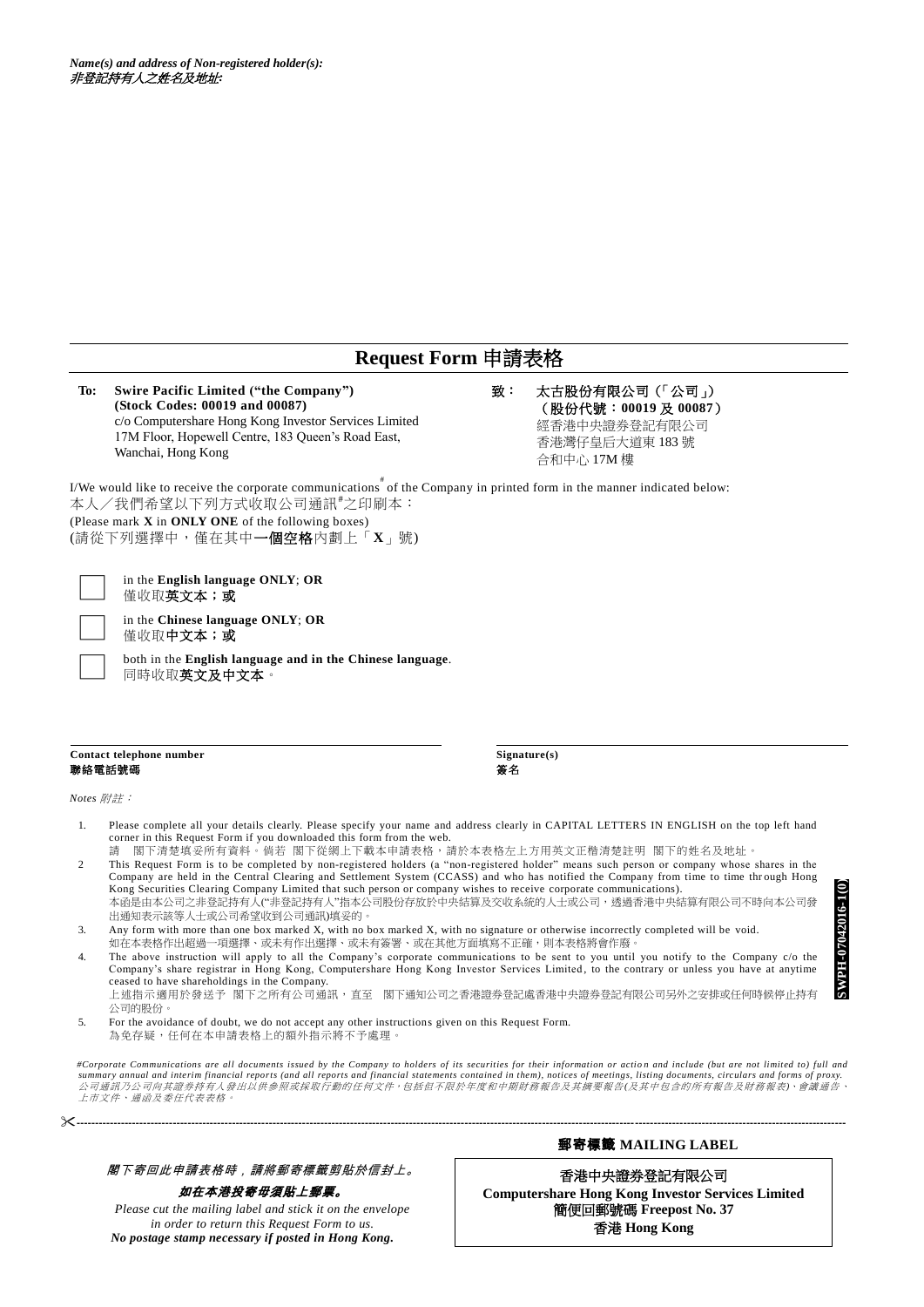*Name(s) and address of Non-registered holder(s):*
***非登記持有人之姓名及地址:***

# Request Form 申請表格

**To: Swire Pacific Limited ("the Company")**
**(Stock Codes: 00019 and 00087)**
c/o Computershare Hong Kong Investor Services Limited
17M Floor, Hopewell Centre, 183 Queen's Road East,
Wanchai, Hong Kong

**致： 太古股份有限公司（「公司」）**
**（股份代號：00019 及 00087）**
經香港中央證券登記有限公司
香港灣仔皇后大道東 183 號
合和中心 17M 樓

I/We would like to receive the corporate communications# of the Company in printed form in the manner indicated below:
本人／我們希望以下列方式收取公司通訊#之印刷本：
(Please mark **X** in **ONLY ONE** of the following boxes)
(請從下列選擇中，僅在其中**一個空格**內劃上「**X**」號)

☐ in the **English language ONLY**; **OR**
僅收取**英文本；或**

☐ in the **Chinese language ONLY**; **OR**
僅收取**中文本；或**

☐ both in the **English language and in the Chinese language**.
同時收取**英文及中文本**。

**Contact telephone number**
**聯絡電話號碼**

**Signature(s)**
**簽名**

*Notes 附註：*

1. Please complete all your details clearly. Please specify your name and address clearly in CAPITAL LETTERS IN ENGLISH on the top left hand corner in this Request Form if you downloaded this form from the web.
請 閣下清楚填妥所有資料。倘若 閣下從網上下載本申請表格，請於本表格左上方用英文正楷清楚註明 閣下的姓名及地址。
2. This Request Form is to be completed by non-registered holders (a "non-registered holder" means such person or company whose shares in the Company are held in the Central Clearing and Settlement System (CCASS) and who has notified the Company from time to time through Hong Kong Securities Clearing Company Limited that such person or company wishes to receive corporate communications).
本函是由本公司之非登記持有人("非登記持有人"指本公司股份存放於中央結算及交收系統的人士或公司，透過香港中央結算有限公司不時向本公司發出通知表示該等人士或公司希望收到公司通訊)填妥的。
3. Any form with more than one box marked X, with no box marked X, with no signature or otherwise incorrectly completed will be void.
如在本表格作出超過一項選擇、或未有作出選擇、或未有簽署、或在其他方面填寫不正確，則本表格將會作廢。
4. The above instruction will apply to all the Company's corporate communications to be sent to you until you notify to the Company c/o the Company's share registrar in Hong Kong, Computershare Hong Kong Investor Services Limited, to the contrary or unless you have at anytime ceased to have shareholdings in the Company.
上述指示適用於發送予 閣下之所有公司通訊，直至 閣下通知公司之香港證券登記處香港中央證券登記有限公司另外之安排或任何時候停止持有公司的股份。
5. For the avoidance of doubt, we do not accept any other instructions given on this Request Form.
為免存疑，任何在本申請表格上的額外指示將不予處理。

*#Corporate Communications are all documents issued by the Company to holders of its securities for their information or action and include (but are not limited to) full and summary annual and interim financial reports (and all reports and financial statements contained in them), notices of meetings, listing documents, circulars and forms of proxy.*
*公司通訊乃公司向其證券持有人發出以供參照或採取行動的任何文件，包括但不限於年度和中期財務報告及其摘要報告(及其中包含的所有報告及財務報表)、會議通告、上市文件、通函及委任代表表格。*

SWPH-07042016-1(0)

✂-----------------------------------------------------------------------------------------------------------------------

***閣下寄回此申請表格時，請將郵寄標籤剪貼於信封上。***
***如在本港投寄毋須貼上郵票。***
*Please cut the mailing label and stick it on the envelope in order to return this Request Form to us.*
***No postage stamp necessary if posted in Hong Kong.***

**郵寄標籤 MAILING LABEL**

香港中央證券登記有限公司
**Computershare Hong Kong Investor Services Limited**
**簡便回郵號碼 Freepost No. 37**
**香港 Hong Kong**